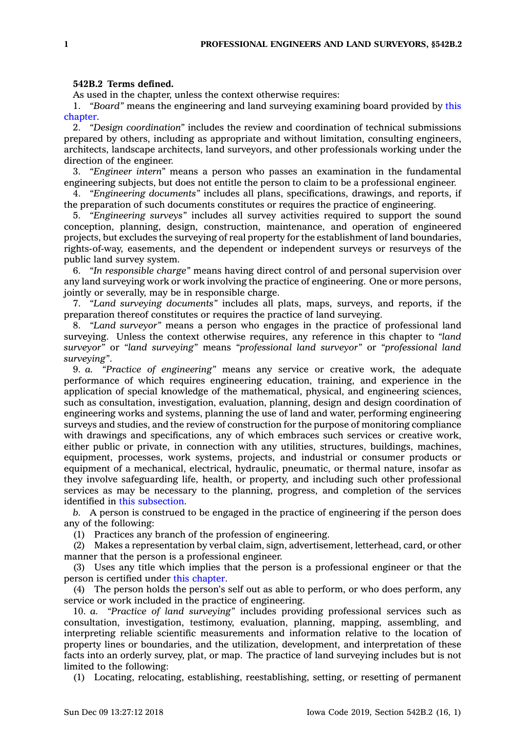**542B.2 Terms defined.**

As used in the chapter, unless the context otherwise requires:

1. *"Board"* means the engineering and land surveying examining board provided by this chapter.

2. *"Design coordination"* includes the review and coordination of technical submissions prepared by others, including as appropriate and without limitation, consulting engineers, architects, landscape architects, land surveyors, and other professionals working under the direction of the engineer.

3. *"Engineer intern"* means a person who passes an examination in the fundamental engineering subjects, but does not entitle the person to claim to be a professional engineer.

4. *"Engineering documents"* includes all plans, specifications, drawings, and reports, if the preparation of such documents constitutes or requires the practice of engineering.

5. *"Engineering surveys"* includes all survey activities required to support the sound conception, planning, design, construction, maintenance, and operation of engineered projects, but excludes the surveying of real property for the establishment of land boundaries, rights-of-way, easements, and the dependent or independent surveys or resurveys of the public land survey system.

6. *"In responsible charge"* means having direct control of and personal supervision over any land surveying work or work involving the practice of engineering. One or more persons, jointly or severally, may be in responsible charge.

7. *"Land surveying documents"* includes all plats, maps, surveys, and reports, if the preparation thereof constitutes or requires the practice of land surveying.

8. *"Land surveyor"* means a person who engages in the practice of professional land surveying. Unless the context otherwise requires, any reference in this chapter to *"land surveyor"* or *"land surveying"* means *"professional land surveyor"* or *"professional land surveying"*.

9. *a. "Practice of engineering"* means any service or creative work, the adequate performance of which requires engineering education, training, and experience in the application of special knowledge of the mathematical, physical, and engineering sciences, such as consultation, investigation, evaluation, planning, design and design coordination of engineering works and systems, planning the use of land and water, performing engineering surveys and studies, and the review of construction for the purpose of monitoring compliance with drawings and specifications, any of which embraces such services or creative work, either public or private, in connection with any utilities, structures, buildings, machines, equipment, processes, work systems, projects, and industrial or consumer products or equipment of a mechanical, electrical, hydraulic, pneumatic, or thermal nature, insofar as they involve safeguarding life, health, or property, and including such other professional services as may be necessary to the planning, progress, and completion of the services identified in this subsection.

*b.* A person is construed to be engaged in the practice of engineering if the person does any of the following:

(1) Practices any branch of the profession of engineering.

(2) Makes a representation by verbal claim, sign, advertisement, letterhead, card, or other manner that the person is a professional engineer.

(3) Uses any title which implies that the person is a professional engineer or that the person is certified under this chapter.

(4) The person holds the person's self out as able to perform, or who does perform, any service or work included in the practice of engineering.

10. *a. "Practice of land surveying"* includes providing professional services such as consultation, investigation, testimony, evaluation, planning, mapping, assembling, and interpreting reliable scientific measurements and information relative to the location of property lines or boundaries, and the utilization, development, and interpretation of these facts into an orderly survey, plat, or map. The practice of land surveying includes but is not limited to the following:

(1) Locating, relocating, establishing, reestablishing, setting, or resetting of permanent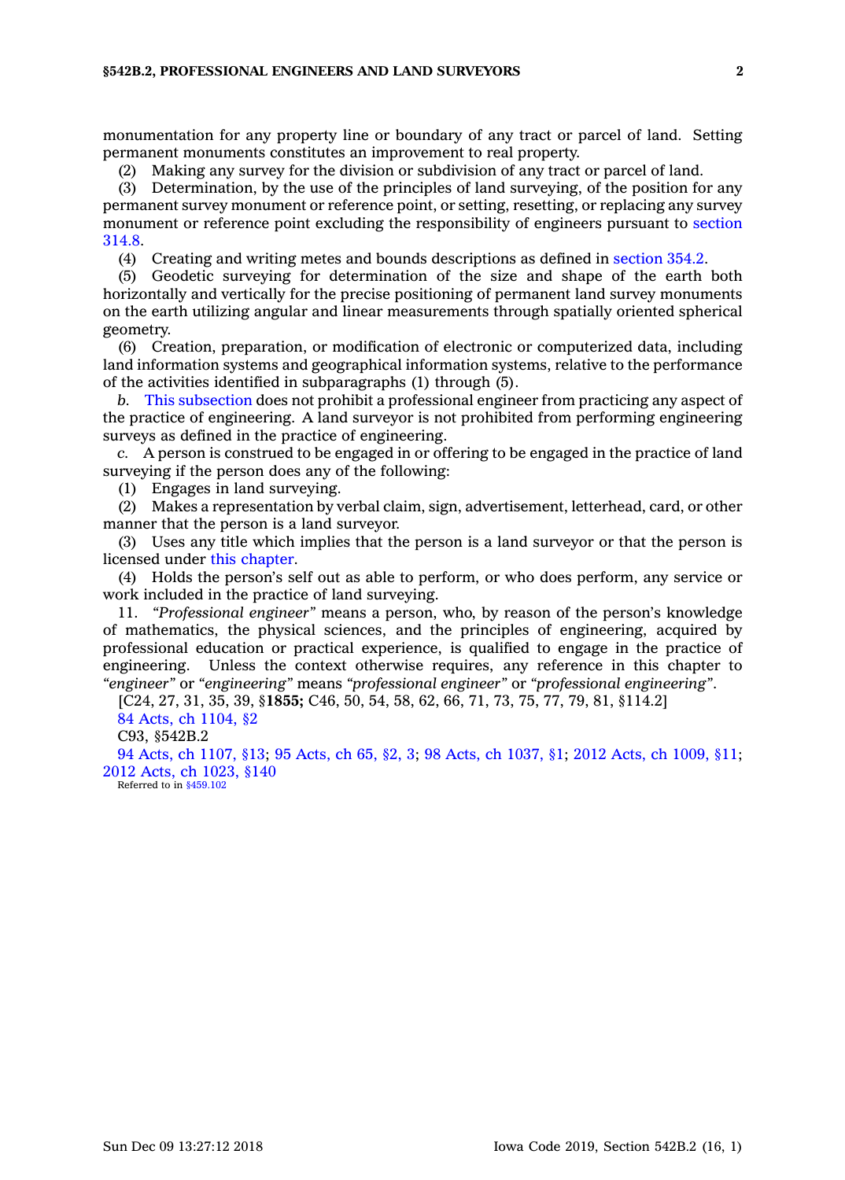monumentation for any property line or boundary of any tract or parcel of land. Setting permanent monuments constitutes an improvement to real property.

(2) Making any survey for the division or subdivision of any tract or parcel of land.

(3) Determination, by the use of the principles of land surveying, of the position for any permanent survey monument or reference point, or setting, resetting, or replacing any survey monument or reference point excluding the responsibility of engineers pursuant to section 314.8.

(4) Creating and writing metes and bounds descriptions as defined in section 354.2.

(5) Geodetic surveying for determination of the size and shape of the earth both horizontally and vertically for the precise positioning of permanent land survey monuments on the earth utilizing angular and linear measurements through spatially oriented spherical geometry.

(6) Creation, preparation, or modification of electronic or computerized data, including land information systems and geographical information systems, relative to the performance of the activities identified in subparagraphs (1) through (5).

*b.* This subsection does not prohibit a professional engineer from practicing any aspect of the practice of engineering. A land surveyor is not prohibited from performing engineering surveys as defined in the practice of engineering.

*c.* A person is construed to be engaged in or offering to be engaged in the practice of land surveying if the person does any of the following:

(1) Engages in land surveying.

(2) Makes a representation by verbal claim, sign, advertisement, letterhead, card, or other manner that the person is a land surveyor.

(3) Uses any title which implies that the person is a land surveyor or that the person is licensed under this chapter.

(4) Holds the person's self out as able to perform, or who does perform, any service or work included in the practice of land surveying.

11. *"Professional engineer"* means a person, who, by reason of the person's knowledge of mathematics, the physical sciences, and the principles of engineering, acquired by professional education or practical experience, is qualified to engage in the practice of engineering. Unless the context otherwise requires, any reference in this chapter to *"engineer"* or *"engineering"* means *"professional engineer"* or *"professional engineering"*.

[C24, 27, 31, 35, 39, §**1855;** C46, 50, 54, 58, 62, 66, 71, 73, 75, 77, 79, 81, §114.2]

84 Acts, ch 1104, §2

C93, §542B.2

94 Acts, ch 1107, §13; 95 Acts, ch 65, §2, 3; 98 Acts, ch 1037, §1; 2012 Acts, ch 1009, §11; 2012 Acts, ch 1023, §140

Referred to in §459.102